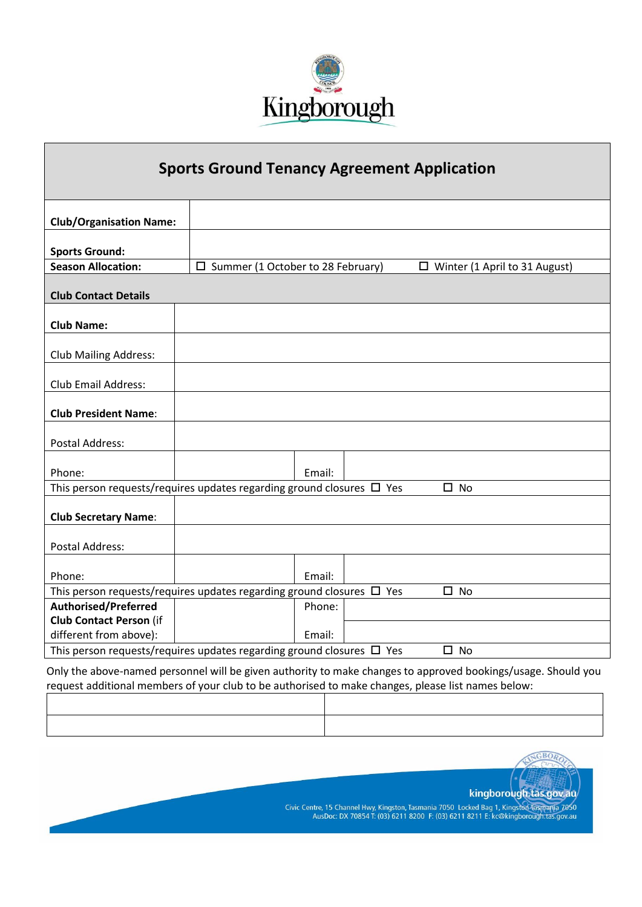Kingborough

# Sports Ground Tenancy Agreement Application

| | | | |
|---|---|---|---|
| **Club/Organisation Name:** | | | |
| **Sports Ground:** | | | |
| **Season Allocation:** | ☐ Summer (1 October to 28 February) | ☐ Winter (1 April to 31 August) | |
| **Club Contact Details** | | | |
| **Club Name:** | | | |
| Club Mailing Address: | | | |
| Club Email Address: | | | |
| **Club President Name**: | | | |
| Postal Address: | | | |
| Phone: | | Email: | |
| This person requests/requires updates regarding ground closures ☐ Yes ☐ No | | | |
| **Club Secretary Name**: | | | |
| Postal Address: | | | |
| Phone: | | Email: | |
| This person requests/requires updates regarding ground closures ☐ Yes ☐ No | | | |
| **Authorised/Preferred Club Contact Person** (if different from above): | | Phone: | |
| | | Email: | |
| This person requests/requires updates regarding ground closures ☐ Yes ☐ No | | | |

Only the above-named personnel will be given authority to make changes to approved bookings/usage. Should you request additional members of your club to be authorised to make changes, please list names below:

| | |
|---|---|
| | |
| | |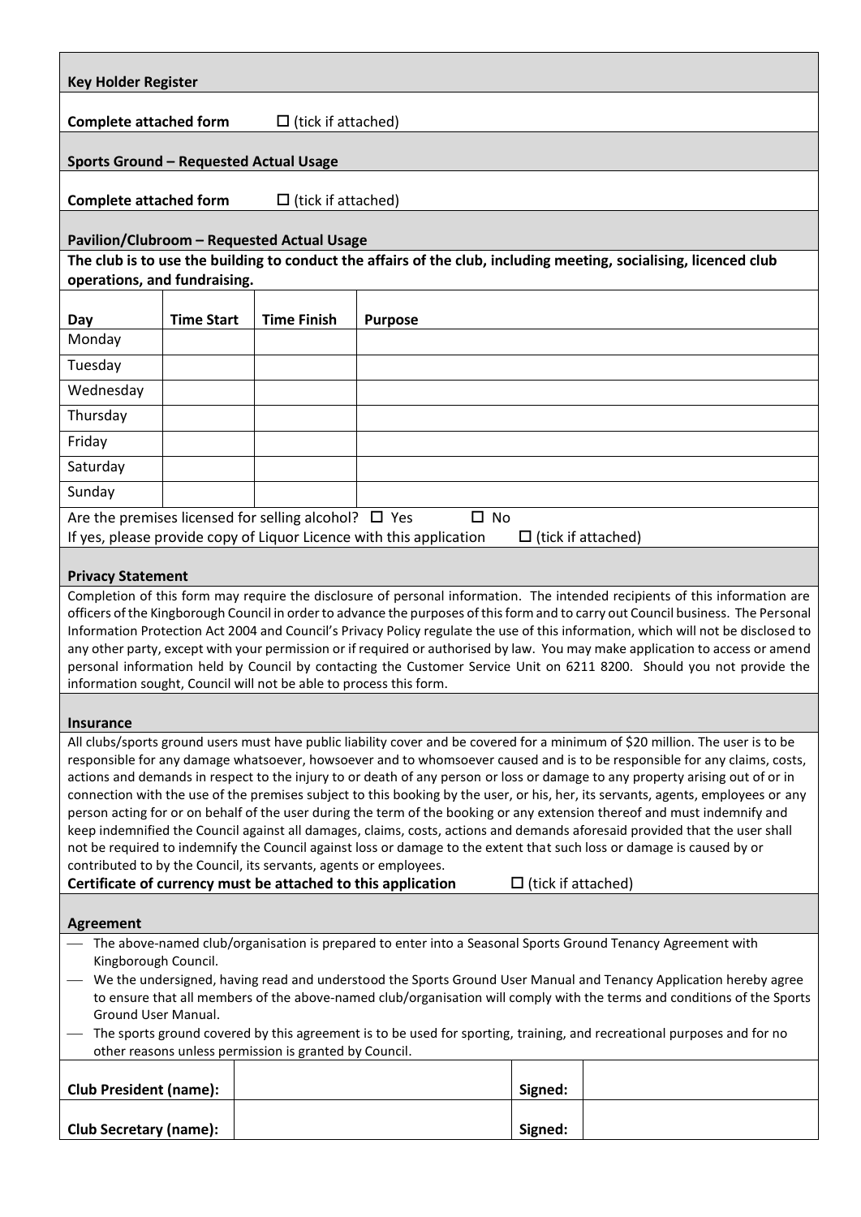## Key Holder Register

**Complete attached form** ☐ (tick if attached)

## Sports Ground – Requested Actual Usage

**Complete attached form** ☐ (tick if attached)

## Pavilion/Clubroom – Requested Actual Usage

**The club is to use the building to conduct the affairs of the club, including meeting, socialising, licenced club operations, and fundraising.**

| Day | Time Start | Time Finish | Purpose |
|---|---|---|---|
| Monday | | | |
| Tuesday | | | |
| Wednesday | | | |
| Thursday | | | |
| Friday | | | |
| Saturday | | | |
| Sunday | | | |

Are the premises licensed for selling alcohol? ☐ Yes ☐ No

If yes, please provide copy of Liquor Licence with this application ☐ (tick if attached)

## Privacy Statement

Completion of this form may require the disclosure of personal information. The intended recipients of this information are officers of the Kingborough Council in order to advance the purposes of this form and to carry out Council business. The Personal Information Protection Act 2004 and Council's Privacy Policy regulate the use of this information, which will not be disclosed to any other party, except with your permission or if required or authorised by law. You may make application to access or amend personal information held by Council by contacting the Customer Service Unit on 6211 8200. Should you not provide the information sought, Council will not be able to process this form.

## Insurance

All clubs/sports ground users must have public liability cover and be covered for a minimum of $20 million. The user is to be responsible for any damage whatsoever, howsoever and to whomsoever caused and is to be responsible for any claims, costs, actions and demands in respect to the injury to or death of any person or loss or damage to any property arising out of or in connection with the use of the premises subject to this booking by the user, or his, her, its servants, agents, employees or any person acting for or on behalf of the user during the term of the booking or any extension thereof and must indemnify and keep indemnified the Council against all damages, claims, costs, actions and demands aforesaid provided that the user shall not be required to indemnify the Council against loss or damage to the extent that such loss or damage is caused by or contributed to by the Council, its servants, agents or employees.

**Certificate of currency must be attached to this application** ☐ (tick if attached)

## Agreement

- The above-named club/organisation is prepared to enter into a Seasonal Sports Ground Tenancy Agreement with Kingborough Council.
- We the undersigned, having read and understood the Sports Ground User Manual and Tenancy Application hereby agree to ensure that all members of the above-named club/organisation will comply with the terms and conditions of the Sports Ground User Manual.
- The sports ground covered by this agreement is to be used for sporting, training, and recreational purposes and for no other reasons unless permission is granted by Council.

| **Club President (name):** | | **Signed:** | |
|---|---|---|---|
| **Club Secretary (name):** | | **Signed:** | |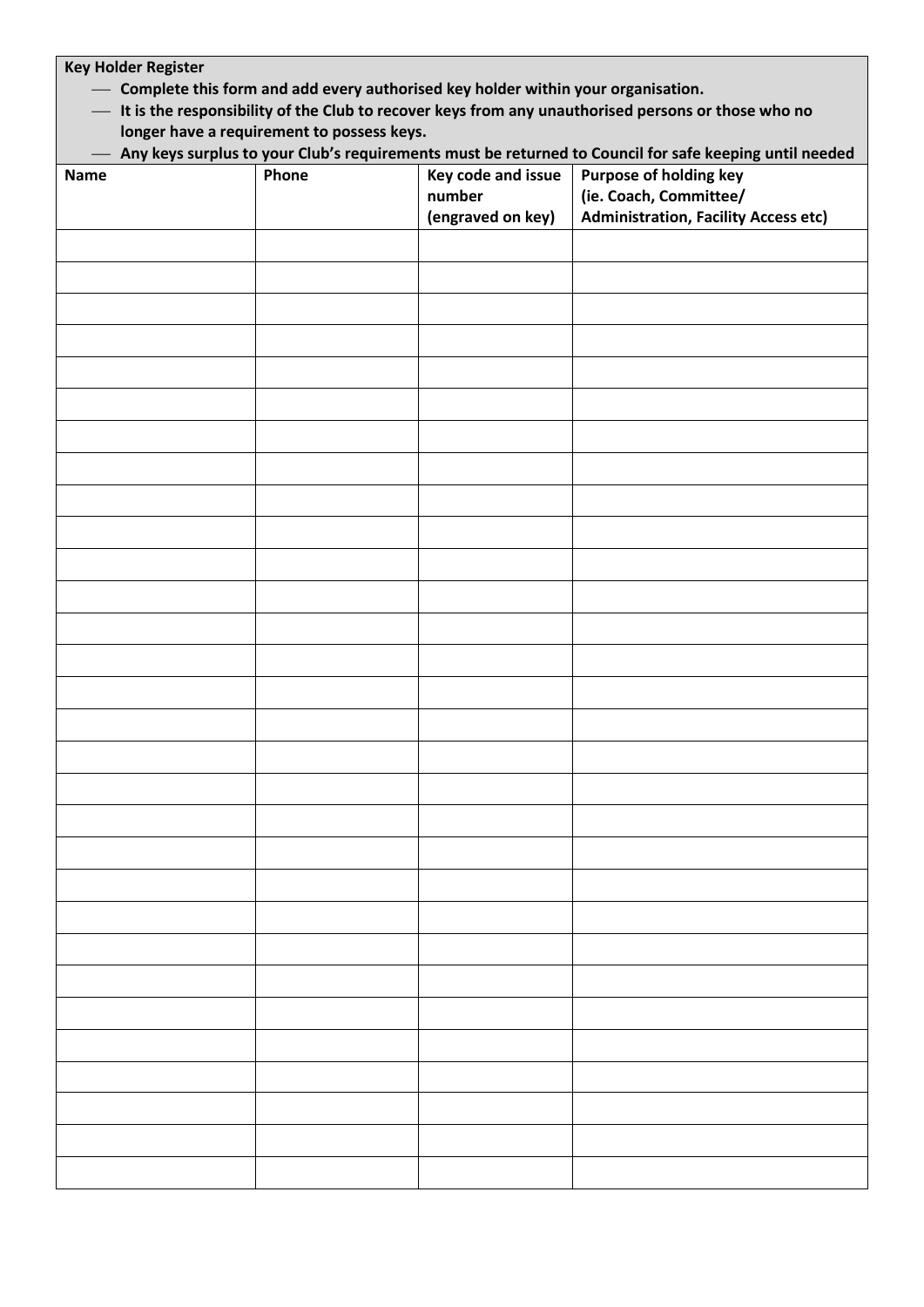**Key Holder Register**

- **Complete this form and add every authorised key holder within your organisation.**
- **It is the responsibility of the Club to recover keys from any unauthorised persons or those who no longer have a requirement to possess keys.**
- **Any keys surplus to your Club's requirements must be returned to Council for safe keeping until needed**

| Name | Phone | Key code and issue number (engraved on key) | Purpose of holding key (ie. Coach, Committee/ Administration, Facility Access etc) |
|---|---|---|---|
| | | | |
| | | | |
| | | | |
| | | | |
| | | | |
| | | | |
| | | | |
| | | | |
| | | | |
| | | | |
| | | | |
| | | | |
| | | | |
| | | | |
| | | | |
| | | | |
| | | | |
| | | | |
| | | | |
| | | | |
| | | | |
| | | | |
| | | | |
| | | | |
| | | | |
| | | | |
| | | | |
| | | | |
| | | | |
| | | | |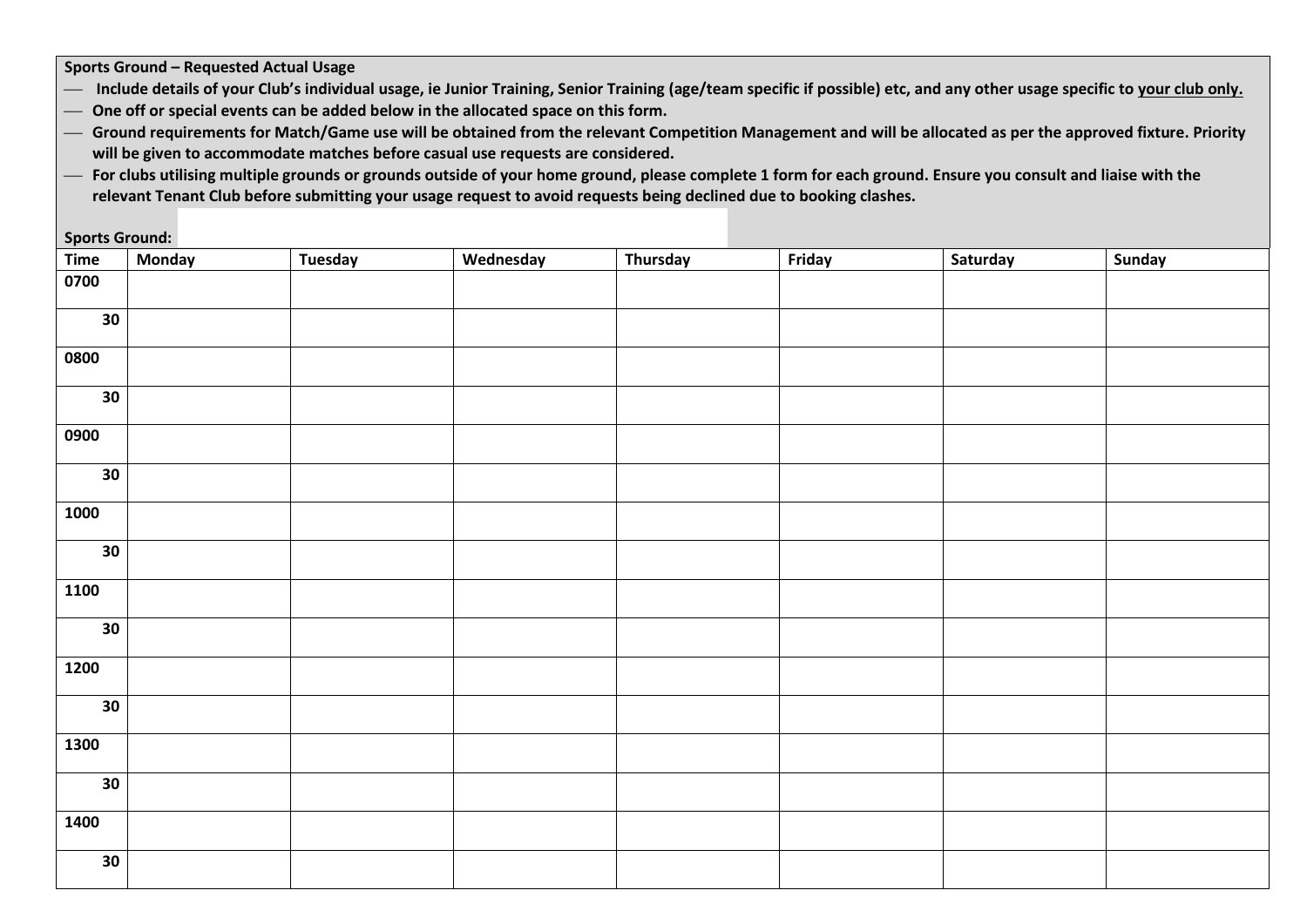**Sports Ground – Requested Actual Usage**

- **Include details of your Club's individual usage, ie Junior Training, Senior Training (age/team specific if possible) etc, and any other usage specific to <u>your club only.</u>**
- **One off or special events can be added below in the allocated space on this form.**
- **Ground requirements for Match/Game use will be obtained from the relevant Competition Management and will be allocated as per the approved fixture. Priority will be given to accommodate matches before casual use requests are considered.**
- **For clubs utilising multiple grounds or grounds outside of your home ground, please complete 1 form for each ground. Ensure you consult and liaise with the relevant Tenant Club before submitting your usage request to avoid requests being declined due to booking clashes.**

**Sports Ground:**

| Time | Monday | Tuesday | Wednesday | Thursday | Friday | Saturday | Sunday |
|---|---|---|---|---|---|---|---|
| 0700 | | | | | | | |
| 30 | | | | | | | |
| 0800 | | | | | | | |
| 30 | | | | | | | |
| 0900 | | | | | | | |
| 30 | | | | | | | |
| 1000 | | | | | | | |
| 30 | | | | | | | |
| 1100 | | | | | | | |
| 30 | | | | | | | |
| 1200 | | | | | | | |
| 30 | | | | | | | |
| 1300 | | | | | | | |
| 30 | | | | | | | |
| 1400 | | | | | | | |
| 30 | | | | | | | |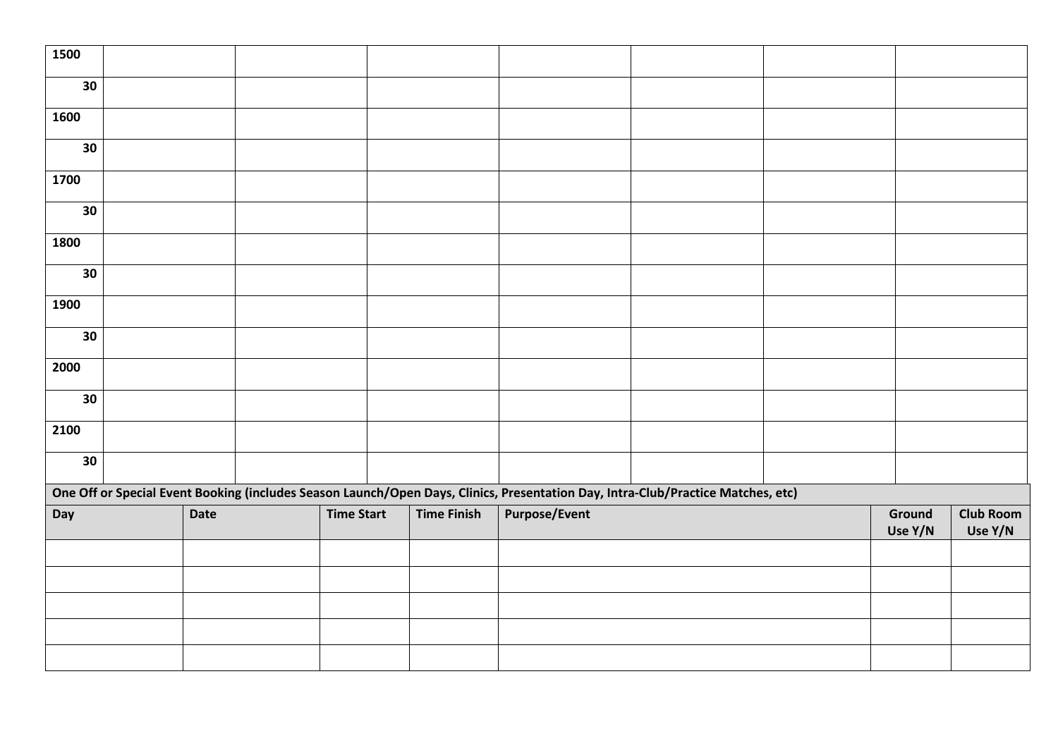| | | | | | | | |
|---|---|---|---|---|---|---|---|
| 1500 | | | | | | | |
| 30 | | | | | | | |
| 1600 | | | | | | | |
| 30 | | | | | | | |
| 1700 | | | | | | | |
| 30 | | | | | | | |
| 1800 | | | | | | | |
| 30 | | | | | | | |
| 1900 | | | | | | | |
| 30 | | | | | | | |
| 2000 | | | | | | | |
| 30 | | | | | | | |
| 2100 | | | | | | | |
| 30 | | | | | | | |

**One Off or Special Event Booking (includes Season Launch/Open Days, Clinics, Presentation Day, Intra-Club/Practice Matches, etc)**

| Day | Date | Time Start | Time Finish | Purpose/Event | Ground Use Y/N | Club Room Use Y/N |
|---|---|---|---|---|---|---|
| | | | | | | |
| | | | | | | |
| | | | | | | |
| | | | | | | |
| | | | | | | |